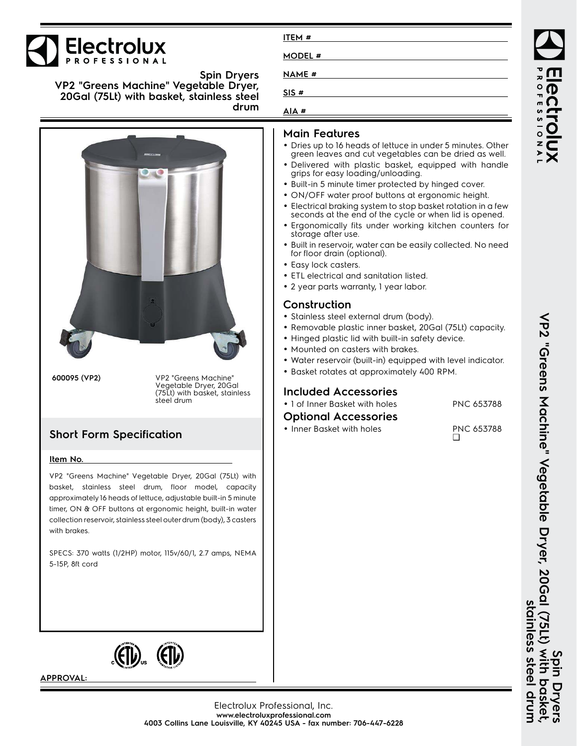# Electrolux PROFESSIONAL

**Spin Dryers**
**VP2 "Greens Machine" Vegetable Dryer, 20Gal (75Lt) with basket, stainless steel drum**

ITEM #

MODEL #

NAME #

SIS #

AIA #

**600095 (VP2)** — VP2 "Greens Machine" Vegetable Dryer, 20Gal (75Lt) with basket, stainless steel drum

## Short Form Specification

**Item No.**

VP2 "Greens Machine" Vegetable Dryer, 20Gal (75Lt) with basket, stainless steel drum, floor model, capacity approximately 16 heads of lettuce, adjustable built-in 5 minute timer, ON & OFF buttons at ergonomic height, built-in water collection reservoir, stainless steel outer drum (body), 3 casters with brakes.

SPECS: 370 watts (1/2HP) motor, 115v/60/1, 2.7 amps, NEMA 5-15P, 8ft cord

**APPROVAL:**

## Main Features

- Dries up to 16 heads of lettuce in under 5 minutes. Other green leaves and cut vegetables can be dried as well.
- Delivered with plastic basket, equipped with handle grips for easy loading/unloading.
- Built-in 5 minute timer protected by hinged cover.
- ON/OFF water proof buttons at ergonomic height.
- Electrical braking system to stop basket rotation in a few seconds at the end of the cycle or when lid is opened.
- Ergonomically fits under working kitchen counters for storage after use.
- Built in reservoir, water can be easily collected. No need for floor drain (optional).
- Easy lock casters.
- ETL electrical and sanitation listed.
- 2 year parts warranty, 1 year labor.

## Construction

- Stainless steel external drum (body).
- Removable plastic inner basket, 20Gal (75Lt) capacity.
- Hinged plastic lid with built-in safety device.
- Mounted on casters with brakes.
- Water reservoir (built-in) equipped with level indicator.
- Basket rotates at approximately 400 RPM.

## Included Accessories

- 1 of Inner Basket with holes — PNC 653788

## Optional Accessories

- Inner Basket with holes — PNC 653788 ❑

Electrolux Professional, Inc.
www.electroluxprofessional.com
4003 Collins Lane Louisville, KY 40245 USA - fax number: 706-447-6228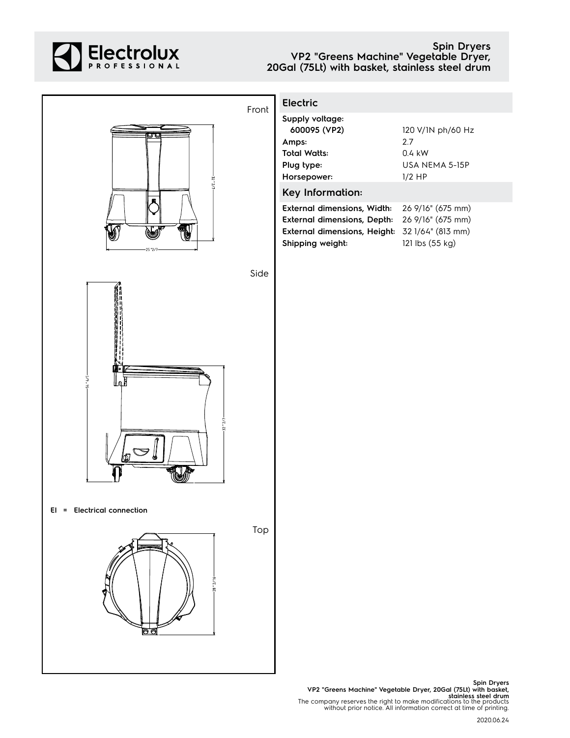Front

Side

EI = Electrical connection

Top

## Electric

| | |
|---|---|
| **Supply voltage:** | |
| **600095 (VP2)** | 120 V/1N ph/60 Hz |
| **Amps:** | 2.7 |
| **Total Watts:** | 0.4 kW |
| **Plug type:** | USA NEMA 5-15P |
| **Horsepower:** | 1/2 HP |

## Key Information:

| | |
|---|---|
| **External dimensions, Width:** | 26 9/16" (675 mm) |
| **External dimensions, Depth:** | 26 9/16" (675 mm) |
| **External dimensions, Height:** | 32 1/64" (813 mm) |
| **Shipping weight:** | 121 lbs (55 kg) |

The company reserves the right to make modifications to the products without prior notice. All information correct at time of printing.

2020.06.24